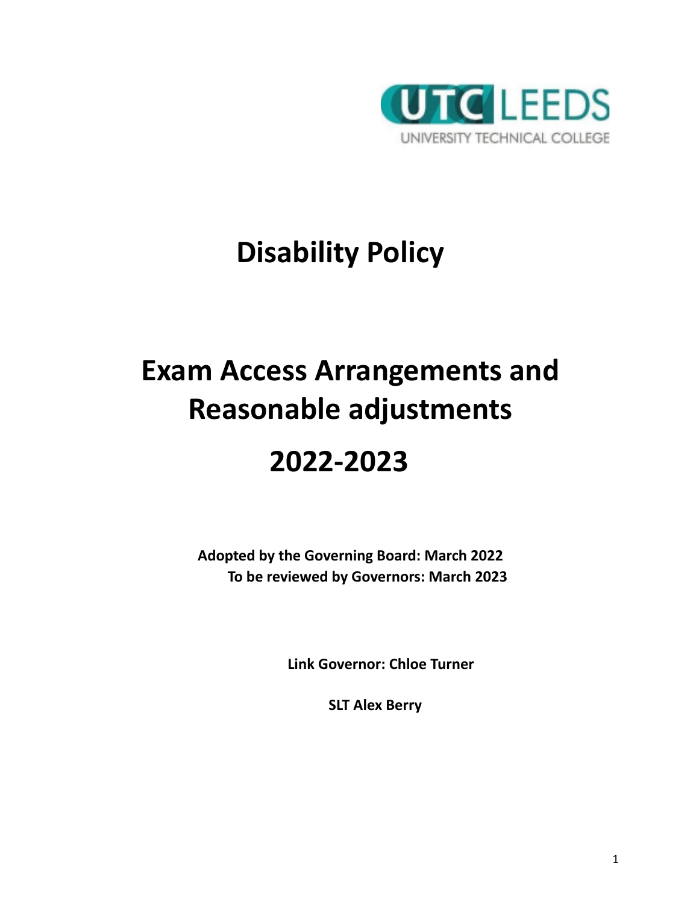UTC LEEDS
UNIVERSITY TECHNICAL COLLEGE

# Disability Policy

# Exam Access Arrangements and Reasonable adjustments

# 2022-2023

**Adopted by the Governing Board: March 2022**
**To be reviewed by Governors: March 2023**

**Link Governor: Chloe Turner**

**SLT Alex Berry**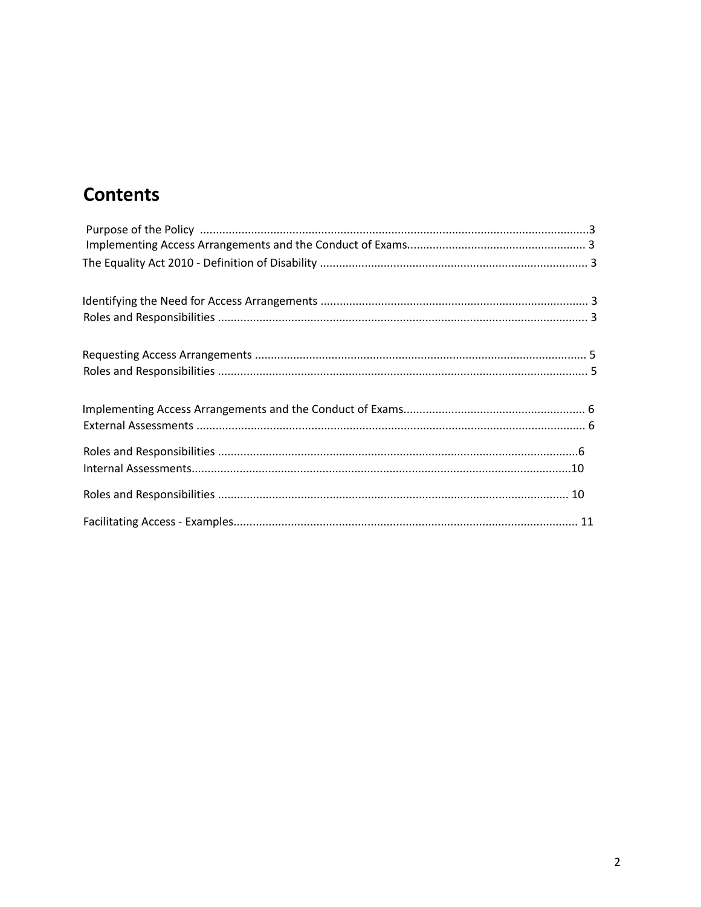# Contents

Purpose of the Policy ..........................................................................................................................3
Implementing Access Arrangements and the Conduct of Exams........................................................ 3
The Equality Act 2010 - Definition of Disability .................................................................................... 3

Identifying the Need for Access Arrangements .................................................................................... 3
Roles and Responsibilities .................................................................................................................... 3

Requesting Access Arrangements ........................................................................................................ 5
Roles and Responsibilities .................................................................................................................... 5

Implementing Access Arrangements and the Conduct of Exams......................................................... 6
External Assessments .......................................................................................................................... 6

Roles and Responsibilities .................................................................................................................6
Internal Assessments.......................................................................................................................10

Roles and Responsibilities .............................................................................................................. 10

Facilitating Access - Examples............................................................................................................ 11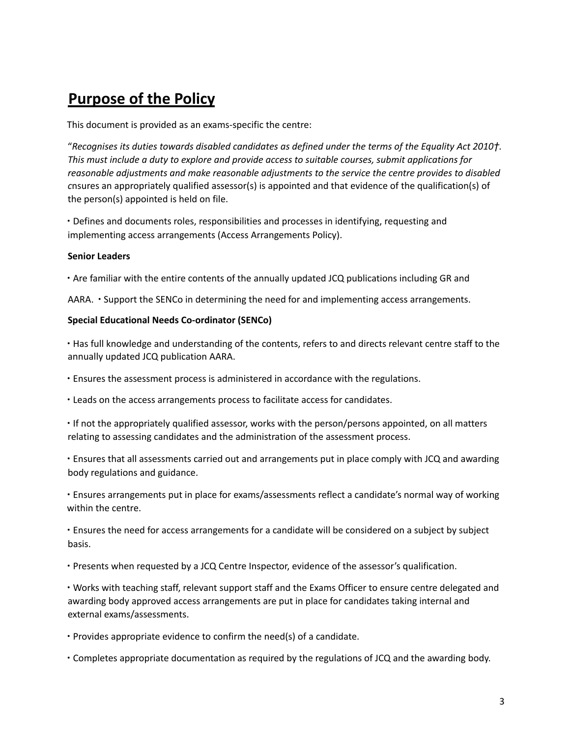## **Purpose of the Policy**

This document is provided as an exams-specific the centre:

"*Recognises its duties towards disabled candidates as defined under the terms of the Equality Act 2010†. This must include a duty to explore and provide access to suitable courses, submit applications for reasonable adjustments and make reasonable adjustments to the service the centre provides to disabled c*nsures an appropriately qualified assessor(s) is appointed and that evidence of the qualification(s) of the person(s) appointed is held on file.

• Defines and documents roles, responsibilities and processes in identifying, requesting and implementing access arrangements (Access Arrangements Policy).

**Senior Leaders**

• Are familiar with the entire contents of the annually updated JCQ publications including GR and

AARA. • Support the SENCo in determining the need for and implementing access arrangements.

**Special Educational Needs Co-ordinator (SENCo)**

• Has full knowledge and understanding of the contents, refers to and directs relevant centre staff to the annually updated JCQ publication AARA.

• Ensures the assessment process is administered in accordance with the regulations.

• Leads on the access arrangements process to facilitate access for candidates.

• If not the appropriately qualified assessor, works with the person/persons appointed, on all matters relating to assessing candidates and the administration of the assessment process.

• Ensures that all assessments carried out and arrangements put in place comply with JCQ and awarding body regulations and guidance.

• Ensures arrangements put in place for exams/assessments reflect a candidate's normal way of working within the centre.

• Ensures the need for access arrangements for a candidate will be considered on a subject by subject basis.

• Presents when requested by a JCQ Centre Inspector, evidence of the assessor's qualification.

• Works with teaching staff, relevant support staff and the Exams Officer to ensure centre delegated and awarding body approved access arrangements are put in place for candidates taking internal and external exams/assessments.

• Provides appropriate evidence to confirm the need(s) of a candidate.

• Completes appropriate documentation as required by the regulations of JCQ and the awarding body.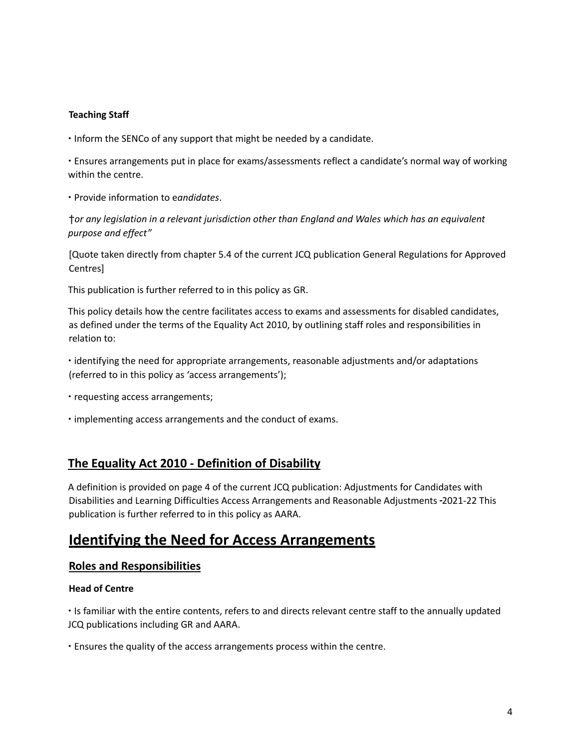**Teaching Staff**

- Inform the SENCo of any support that might be needed by a candidate.
- Ensures arrangements put in place for exams/assessments reflect a candidate's normal way of working within the centre.
- Provide information to e*andidates*.

†*or any legislation in a relevant jurisdiction other than England and Wales which has an equivalent purpose and effect"*

[Quote taken directly from chapter 5.4 of the current JCQ publication General Regulations for Approved Centres]

This publication is further referred to in this policy as GR.

This policy details how the centre facilitates access to exams and assessments for disabled candidates, as defined under the terms of the Equality Act 2010, by outlining staff roles and responsibilities in relation to:

- identifying the need for appropriate arrangements, reasonable adjustments and/or adaptations (referred to in this policy as 'access arrangements');
- requesting access arrangements;
- implementing access arrangements and the conduct of exams.

## The Equality Act 2010 - Definition of Disability

A definition is provided on page 4 of the current JCQ publication: Adjustments for Candidates with Disabilities and Learning Difficulties Access Arrangements and Reasonable Adjustments -2021-22 This publication is further referred to in this policy as AARA.

# Identifying the Need for Access Arrangements

## Roles and Responsibilities

**Head of Centre**

- Is familiar with the entire contents, refers to and directs relevant centre staff to the annually updated JCQ publications including GR and AARA.
- Ensures the quality of the access arrangements process within the centre.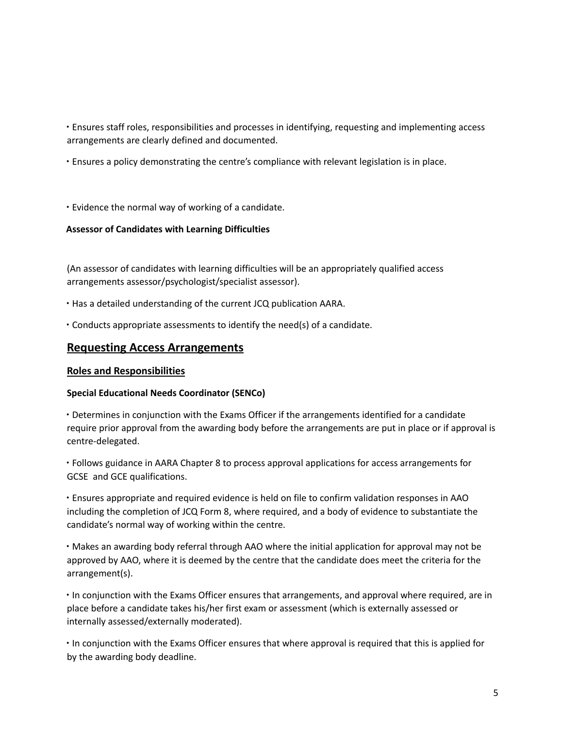- Ensures staff roles, responsibilities and processes in identifying, requesting and implementing access arrangements are clearly defined and documented.

- Ensures a policy demonstrating the centre's compliance with relevant legislation is in place.

- Evidence the normal way of working of a candidate.

**Assessor of Candidates with Learning Difficulties**

(An assessor of candidates with learning difficulties will be an appropriately qualified access arrangements assessor/psychologist/specialist assessor).

- Has a detailed understanding of the current JCQ publication AARA.

- Conducts appropriate assessments to identify the need(s) of a candidate.

## Requesting Access Arrangements

### Roles and Responsibilities

**Special Educational Needs Coordinator (SENCo)**

- Determines in conjunction with the Exams Officer if the arrangements identified for a candidate require prior approval from the awarding body before the arrangements are put in place or if approval is centre-delegated.

- Follows guidance in AARA Chapter 8 to process approval applications for access arrangements for GCSE and GCE qualifications.

- Ensures appropriate and required evidence is held on file to confirm validation responses in AAO including the completion of JCQ Form 8, where required, and a body of evidence to substantiate the candidate's normal way of working within the centre.

- Makes an awarding body referral through AAO where the initial application for approval may not be approved by AAO, where it is deemed by the centre that the candidate does meet the criteria for the arrangement(s).

- In conjunction with the Exams Officer ensures that arrangements, and approval where required, are in place before a candidate takes his/her first exam or assessment (which is externally assessed or internally assessed/externally moderated).

- In conjunction with the Exams Officer ensures that where approval is required that this is applied for by the awarding body deadline.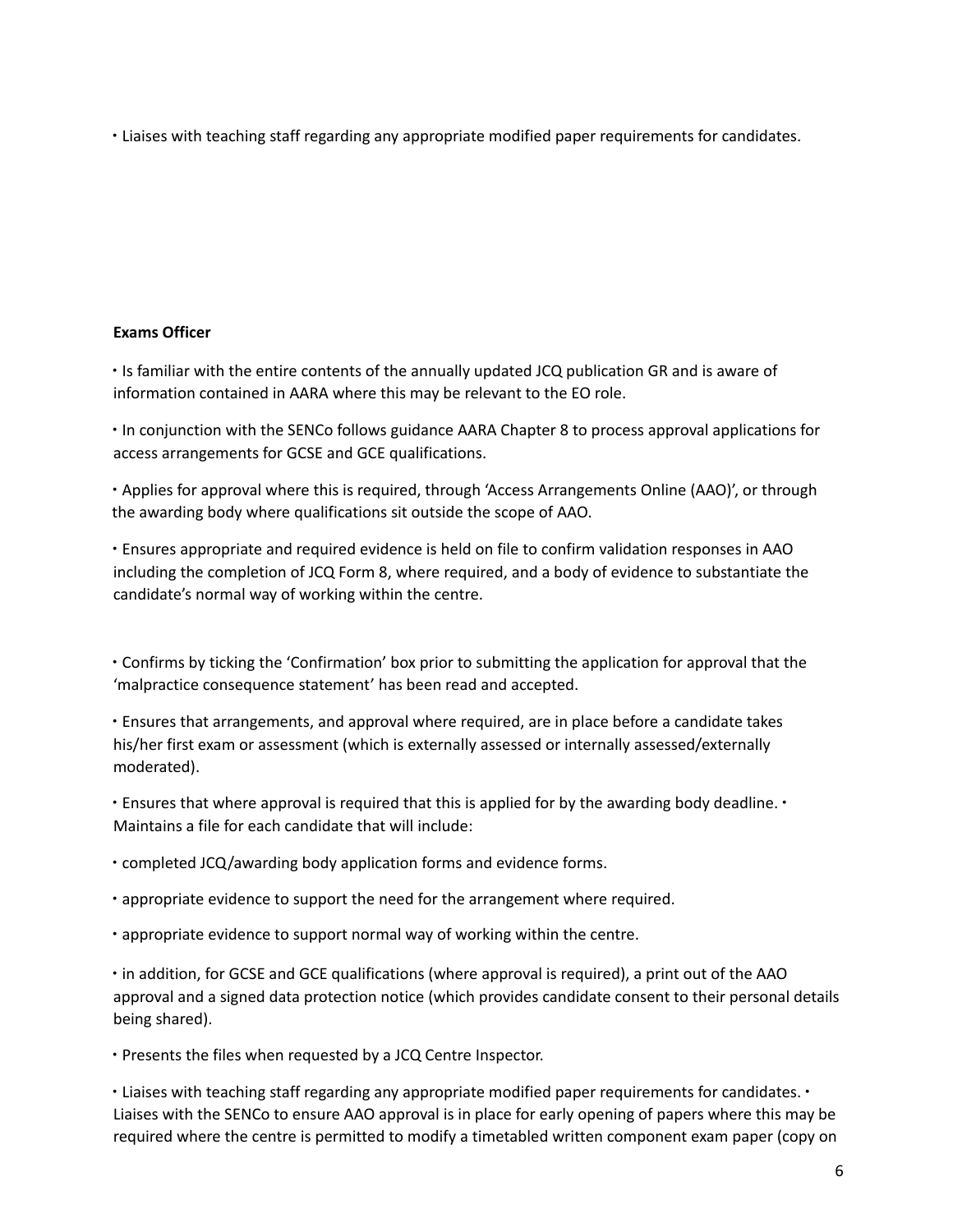- Liaises with teaching staff regarding any appropriate modified paper requirements for candidates.

**Exams Officer**

- Is familiar with the entire contents of the annually updated JCQ publication GR and is aware of information contained in AARA where this may be relevant to the EO role.
- In conjunction with the SENCo follows guidance AARA Chapter 8 to process approval applications for access arrangements for GCSE and GCE qualifications.
- Applies for approval where this is required, through 'Access Arrangements Online (AAO)', or through the awarding body where qualifications sit outside the scope of AAO.
- Ensures appropriate and required evidence is held on file to confirm validation responses in AAO including the completion of JCQ Form 8, where required, and a body of evidence to substantiate the candidate's normal way of working within the centre.
- Confirms by ticking the 'Confirmation' box prior to submitting the application for approval that the 'malpractice consequence statement' has been read and accepted.
- Ensures that arrangements, and approval where required, are in place before a candidate takes his/her first exam or assessment (which is externally assessed or internally assessed/externally moderated).
- Ensures that where approval is required that this is applied for by the awarding body deadline.
- Maintains a file for each candidate that will include:
- completed JCQ/awarding body application forms and evidence forms.
- appropriate evidence to support the need for the arrangement where required.
- appropriate evidence to support normal way of working within the centre.
- in addition, for GCSE and GCE qualifications (where approval is required), a print out of the AAO approval and a signed data protection notice (which provides candidate consent to their personal details being shared).
- Presents the files when requested by a JCQ Centre Inspector.
- Liaises with teaching staff regarding any appropriate modified paper requirements for candidates.
- Liaises with the SENCo to ensure AAO approval is in place for early opening of papers where this may be required where the centre is permitted to modify a timetabled written component exam paper (copy on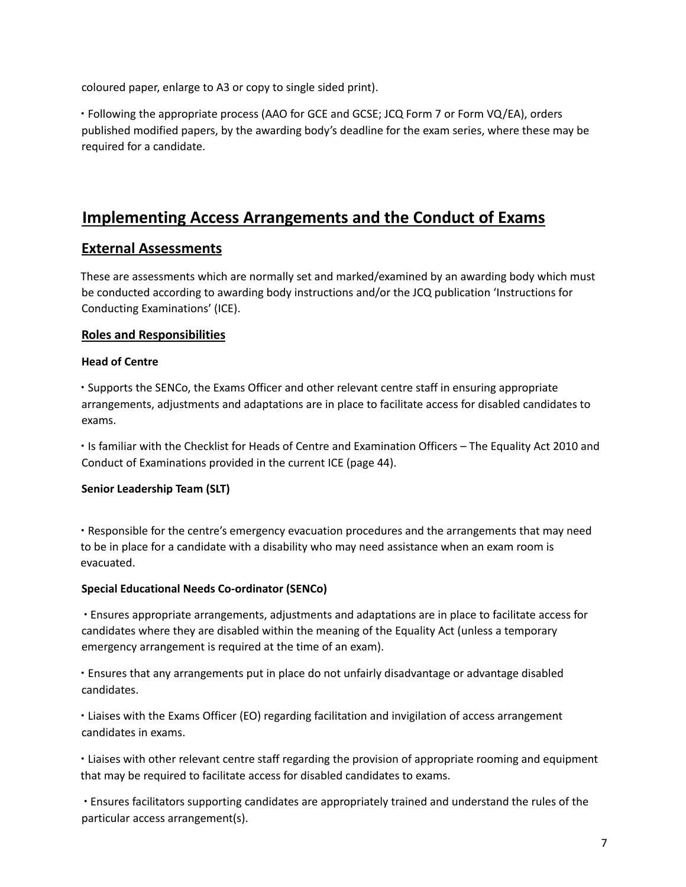coloured paper, enlarge to A3 or copy to single sided print).

- Following the appropriate process (AAO for GCE and GCSE; JCQ Form 7 or Form VQ/EA), orders published modified papers, by the awarding body's deadline for the exam series, where these may be required for a candidate.

# Implementing Access Arrangements and the Conduct of Exams

## External Assessments

These are assessments which are normally set and marked/examined by an awarding body which must be conducted according to awarding body instructions and/or the JCQ publication 'Instructions for Conducting Examinations' (ICE).

### Roles and Responsibilities

**Head of Centre**

- Supports the SENCo, the Exams Officer and other relevant centre staff in ensuring appropriate arrangements, adjustments and adaptations are in place to facilitate access for disabled candidates to exams.

- Is familiar with the Checklist for Heads of Centre and Examination Officers – The Equality Act 2010 and Conduct of Examinations provided in the current ICE (page 44).

**Senior Leadership Team (SLT)**

- Responsible for the centre's emergency evacuation procedures and the arrangements that may need to be in place for a candidate with a disability who may need assistance when an exam room is evacuated.

**Special Educational Needs Co-ordinator (SENCo)**

- Ensures appropriate arrangements, adjustments and adaptations are in place to facilitate access for candidates where they are disabled within the meaning of the Equality Act (unless a temporary emergency arrangement is required at the time of an exam).

- Ensures that any arrangements put in place do not unfairly disadvantage or advantage disabled candidates.

- Liaises with the Exams Officer (EO) regarding facilitation and invigilation of access arrangement candidates in exams.

- Liaises with other relevant centre staff regarding the provision of appropriate rooming and equipment that may be required to facilitate access for disabled candidates to exams.

- Ensures facilitators supporting candidates are appropriately trained and understand the rules of the particular access arrangement(s).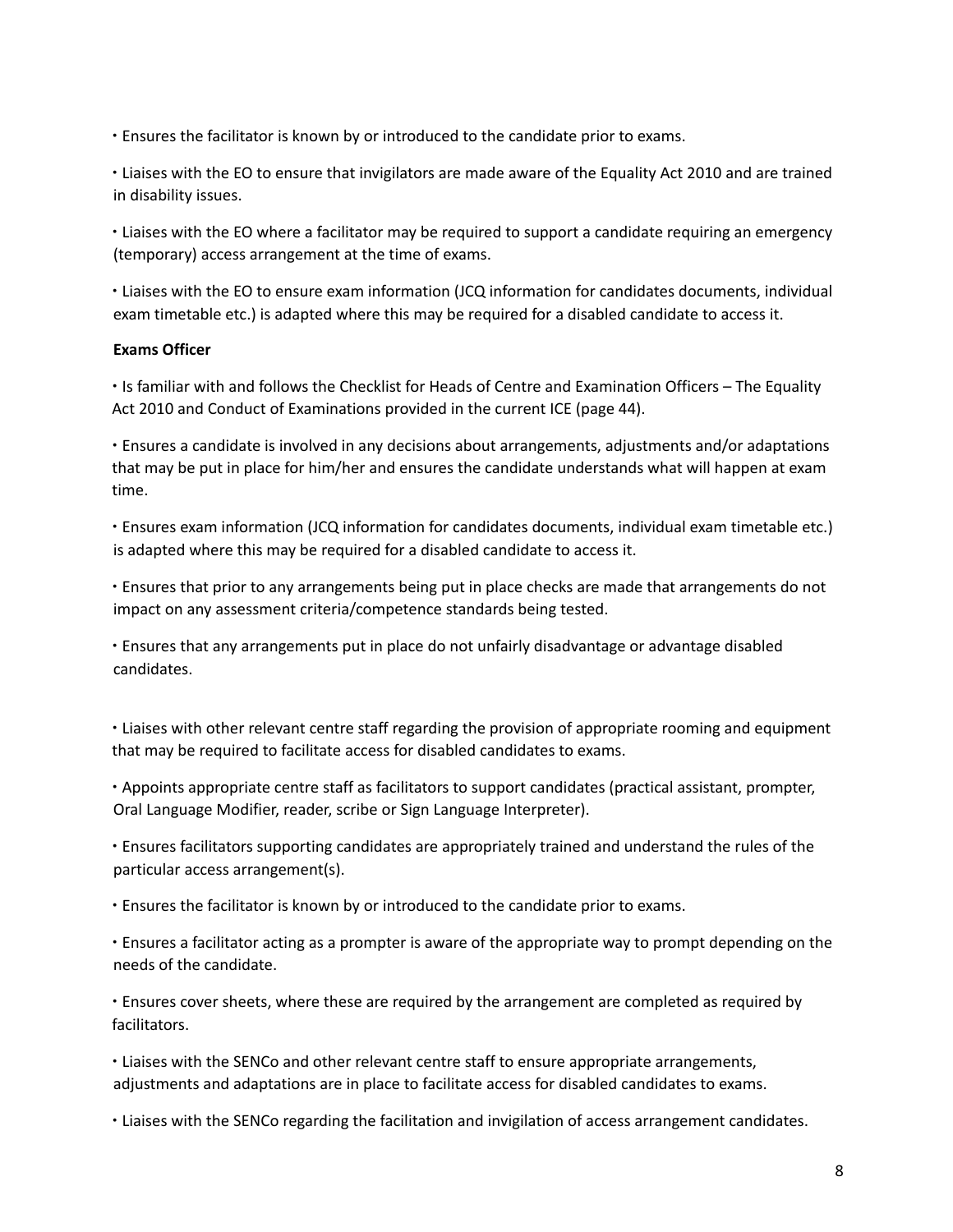- Ensures the facilitator is known by or introduced to the candidate prior to exams.
- Liaises with the EO to ensure that invigilators are made aware of the Equality Act 2010 and are trained in disability issues.
- Liaises with the EO where a facilitator may be required to support a candidate requiring an emergency (temporary) access arrangement at the time of exams.
- Liaises with the EO to ensure exam information (JCQ information for candidates documents, individual exam timetable etc.) is adapted where this may be required for a disabled candidate to access it.

**Exams Officer**

- Is familiar with and follows the Checklist for Heads of Centre and Examination Officers – The Equality Act 2010 and Conduct of Examinations provided in the current ICE (page 44).
- Ensures a candidate is involved in any decisions about arrangements, adjustments and/or adaptations that may be put in place for him/her and ensures the candidate understands what will happen at exam time.
- Ensures exam information (JCQ information for candidates documents, individual exam timetable etc.) is adapted where this may be required for a disabled candidate to access it.
- Ensures that prior to any arrangements being put in place checks are made that arrangements do not impact on any assessment criteria/competence standards being tested.
- Ensures that any arrangements put in place do not unfairly disadvantage or advantage disabled candidates.
- Liaises with other relevant centre staff regarding the provision of appropriate rooming and equipment that may be required to facilitate access for disabled candidates to exams.
- Appoints appropriate centre staff as facilitators to support candidates (practical assistant, prompter, Oral Language Modifier, reader, scribe or Sign Language Interpreter).
- Ensures facilitators supporting candidates are appropriately trained and understand the rules of the particular access arrangement(s).
- Ensures the facilitator is known by or introduced to the candidate prior to exams.
- Ensures a facilitator acting as a prompter is aware of the appropriate way to prompt depending on the needs of the candidate.
- Ensures cover sheets, where these are required by the arrangement are completed as required by facilitators.
- Liaises with the SENCo and other relevant centre staff to ensure appropriate arrangements, adjustments and adaptations are in place to facilitate access for disabled candidates to exams.
- Liaises with the SENCo regarding the facilitation and invigilation of access arrangement candidates.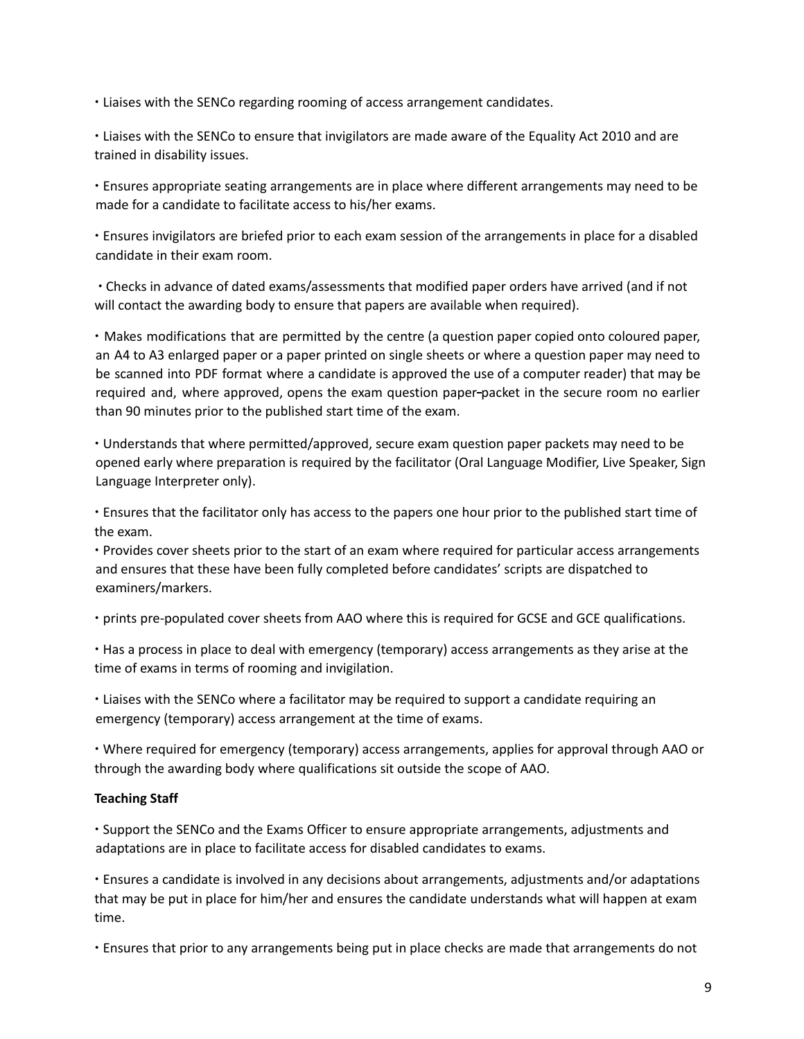- Liaises with the SENCo regarding rooming of access arrangement candidates.

- Liaises with the SENCo to ensure that invigilators are made aware of the Equality Act 2010 and are trained in disability issues.

- Ensures appropriate seating arrangements are in place where different arrangements may need to be made for a candidate to facilitate access to his/her exams.

- Ensures invigilators are briefed prior to each exam session of the arrangements in place for a disabled candidate in their exam room.

- Checks in advance of dated exams/assessments that modified paper orders have arrived (and if not will contact the awarding body to ensure that papers are available when required).

- Makes modifications that are permitted by the centre (a question paper copied onto coloured paper, an A4 to A3 enlarged paper or a paper printed on single sheets or where a question paper may need to be scanned into PDF format where a candidate is approved the use of a computer reader) that may be required and, where approved, opens the exam question paper-packet in the secure room no earlier than 90 minutes prior to the published start time of the exam.

- Understands that where permitted/approved, secure exam question paper packets may need to be opened early where preparation is required by the facilitator (Oral Language Modifier, Live Speaker, Sign Language Interpreter only).

- Ensures that the facilitator only has access to the papers one hour prior to the published start time of the exam.

- Provides cover sheets prior to the start of an exam where required for particular access arrangements and ensures that these have been fully completed before candidates' scripts are dispatched to examiners/markers.

- prints pre-populated cover sheets from AAO where this is required for GCSE and GCE qualifications.

- Has a process in place to deal with emergency (temporary) access arrangements as they arise at the time of exams in terms of rooming and invigilation.

- Liaises with the SENCo where a facilitator may be required to support a candidate requiring an emergency (temporary) access arrangement at the time of exams.

- Where required for emergency (temporary) access arrangements, applies for approval through AAO or through the awarding body where qualifications sit outside the scope of AAO.

**Teaching Staff**

- Support the SENCo and the Exams Officer to ensure appropriate arrangements, adjustments and adaptations are in place to facilitate access for disabled candidates to exams.

- Ensures a candidate is involved in any decisions about arrangements, adjustments and/or adaptations that may be put in place for him/her and ensures the candidate understands what will happen at exam time.

- Ensures that prior to any arrangements being put in place checks are made that arrangements do not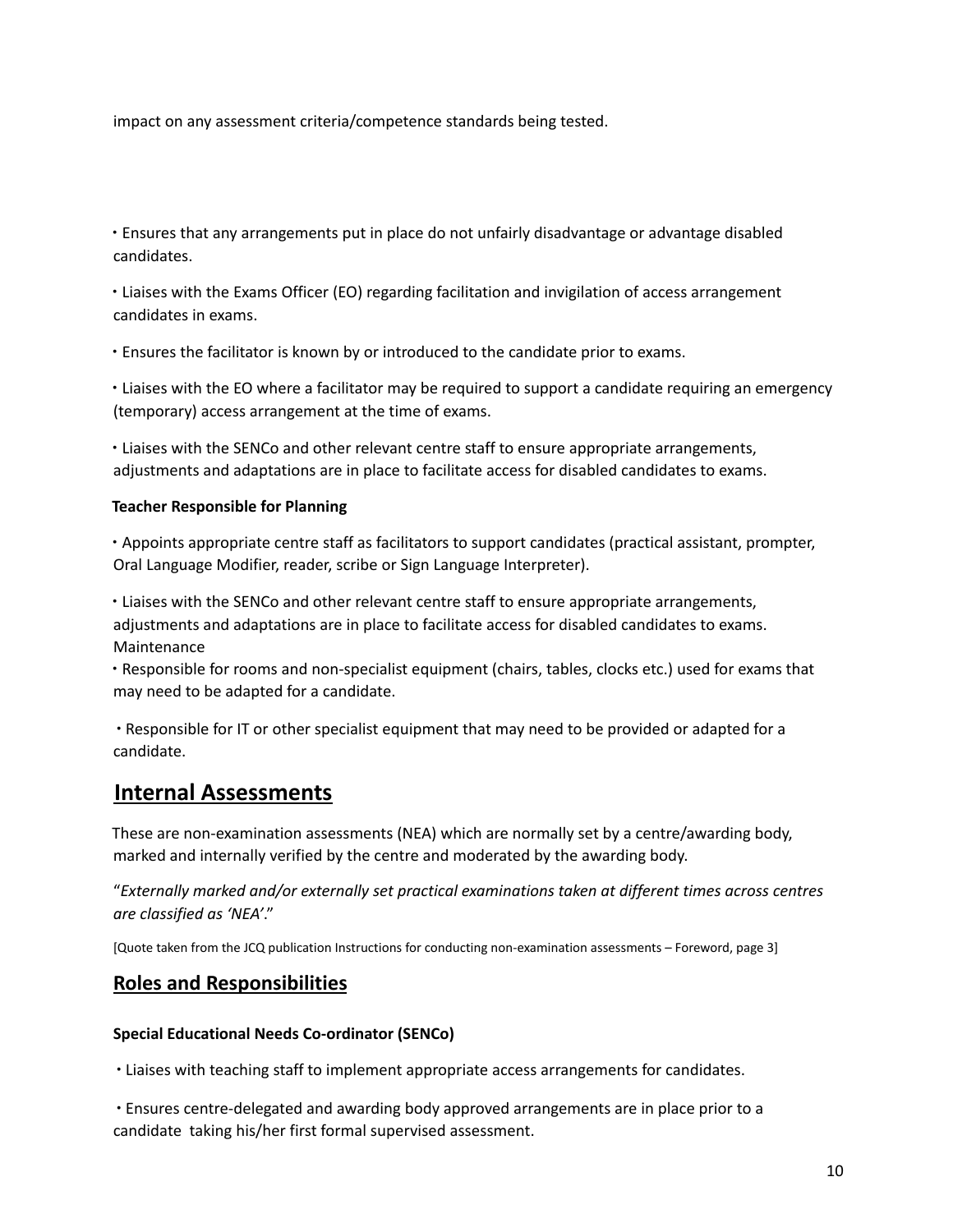impact on any assessment criteria/competence standards being tested.

- Ensures that any arrangements put in place do not unfairly disadvantage or advantage disabled candidates.
- Liaises with the Exams Officer (EO) regarding facilitation and invigilation of access arrangement candidates in exams.
- Ensures the facilitator is known by or introduced to the candidate prior to exams.
- Liaises with the EO where a facilitator may be required to support a candidate requiring an emergency (temporary) access arrangement at the time of exams.
- Liaises with the SENCo and other relevant centre staff to ensure appropriate arrangements, adjustments and adaptations are in place to facilitate access for disabled candidates to exams.

**Teacher Responsible for Planning**

- Appoints appropriate centre staff as facilitators to support candidates (practical assistant, prompter, Oral Language Modifier, reader, scribe or Sign Language Interpreter).
- Liaises with the SENCo and other relevant centre staff to ensure appropriate arrangements, adjustments and adaptations are in place to facilitate access for disabled candidates to exams.

Maintenance

- Responsible for rooms and non-specialist equipment (chairs, tables, clocks etc.) used for exams that may need to be adapted for a candidate.
- Responsible for IT or other specialist equipment that may need to be provided or adapted for a candidate.

## Internal Assessments

These are non-examination assessments (NEA) which are normally set by a centre/awarding body, marked and internally verified by the centre and moderated by the awarding body.

"*Externally marked and/or externally set practical examinations taken at different times across centres are classified as 'NEA'*."

[Quote taken from the JCQ publication Instructions for conducting non-examination assessments – Foreword, page 3]

## Roles and Responsibilities

**Special Educational Needs Co-ordinator (SENCo)**

- Liaises with teaching staff to implement appropriate access arrangements for candidates.
- Ensures centre-delegated and awarding body approved arrangements are in place prior to a candidate taking his/her first formal supervised assessment.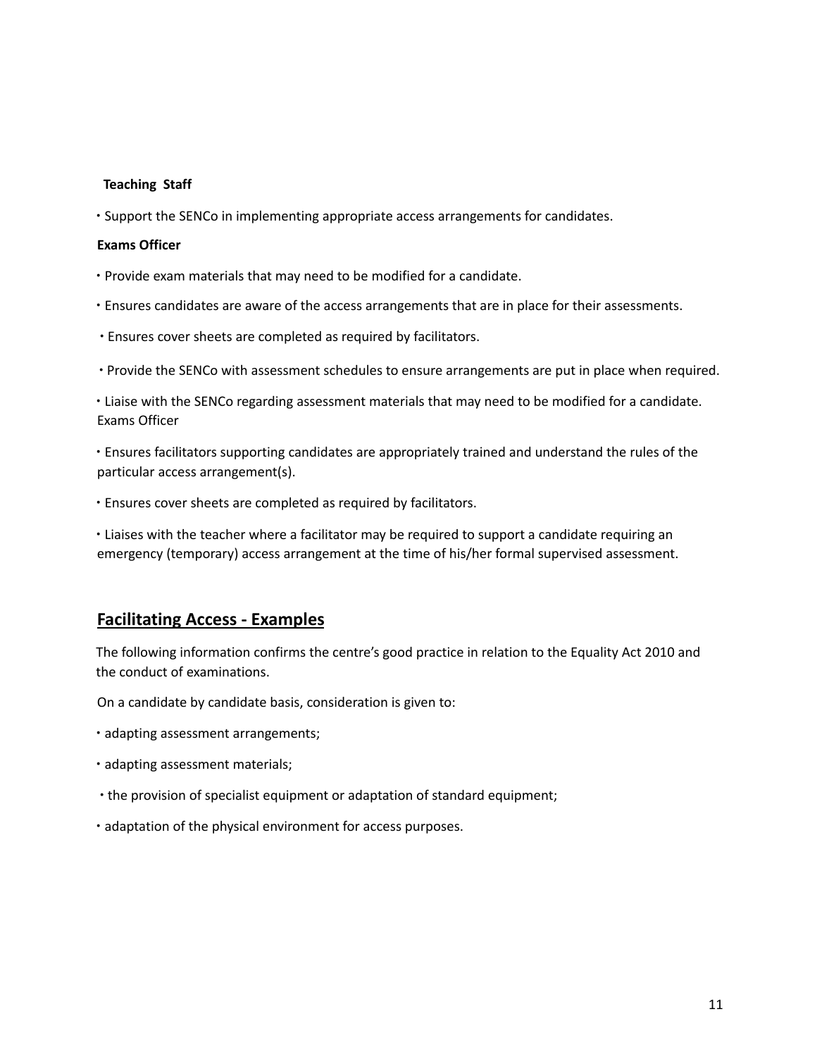**Teaching Staff**

- Support the SENCo in implementing appropriate access arrangements for candidates.

**Exams Officer**

- Provide exam materials that may need to be modified for a candidate.
- Ensures candidates are aware of the access arrangements that are in place for their assessments.
- Ensures cover sheets are completed as required by facilitators.
- Provide the SENCo with assessment schedules to ensure arrangements are put in place when required.
- Liaise with the SENCo regarding assessment materials that may need to be modified for a candidate. Exams Officer
- Ensures facilitators supporting candidates are appropriately trained and understand the rules of the particular access arrangement(s).
- Ensures cover sheets are completed as required by facilitators.
- Liaises with the teacher where a facilitator may be required to support a candidate requiring an emergency (temporary) access arrangement at the time of his/her formal supervised assessment.

## Facilitating Access - Examples

The following information confirms the centre's good practice in relation to the Equality Act 2010 and the conduct of examinations.

On a candidate by candidate basis, consideration is given to:

- adapting assessment arrangements;
- adapting assessment materials;
- the provision of specialist equipment or adaptation of standard equipment;
- adaptation of the physical environment for access purposes.